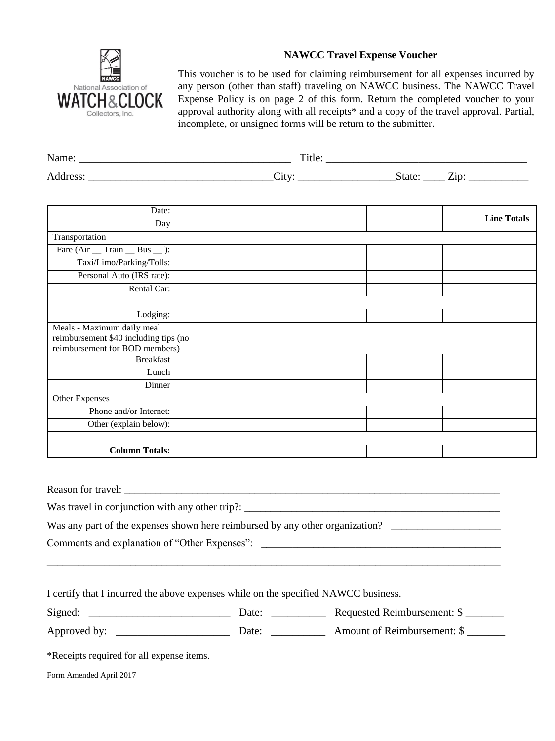National Association of WATCH & CLOCK Collectors, Inc.

## NAWCC Travel Expense Voucher

This voucher is to be used for claiming reimbursement for all expenses incurred by any person (other than staff) traveling on NAWCC business. The NAWCC Travel Expense Policy is on page 2 of this form. Return the completed voucher to your approval authority along with all receipts* and a copy of the travel approval. Partial, incomplete, or unsigned forms will be return to the submitter.

Name: ______________________________________ Title: ____________________________________

Address: _________________________________City: _________________State: ____ Zip: ___________

| Date: | | | | | | | | **Line Totals** |
|---|---|---|---|---|---|---|---|---|
| Day | | | | | | | | |
| Transportation | | | | | | | | |
| Fare (Air __ Train __ Bus __ ): | | | | | | | | |
| Taxi/Limo/Parking/Tolls: | | | | | | | | |
| Personal Auto (IRS rate): | | | | | | | | |
| Rental Car: | | | | | | | | |
| | | | | | | | | |
| Lodging: | | | | | | | | |
| Meals - Maximum daily meal reimbursement $40 including tips (no reimbursement for BOD members) | | | | | | | | |
| Breakfast | | | | | | | | |
| Lunch | | | | | | | | |
| Dinner | | | | | | | | |
| Other Expenses | | | | | | | | |
| Phone and/or Internet: | | | | | | | | |
| Other (explain below): | | | | | | | | |
| | | | | | | | | |
| **Column Totals:** | | | | | | | | |

Reason for travel: ___________________________________________________________________________

Was travel in conjunction with any other trip?: __________________________________________________

Was any part of the expenses shown here reimbursed by any other organization? ____________________

Comments and explanation of "Other Expenses": _______________________________________________

_____________________________________________________________________________________

I certify that I incurred the above expenses while on the specified NAWCC business.

Signed: __________________________ Date: __________ Requested Reimbursement: $ _______

Approved by: _____________________ Date: __________ Amount of Reimbursement: $ _______

*Receipts required for all expense items.

Form Amended April 2017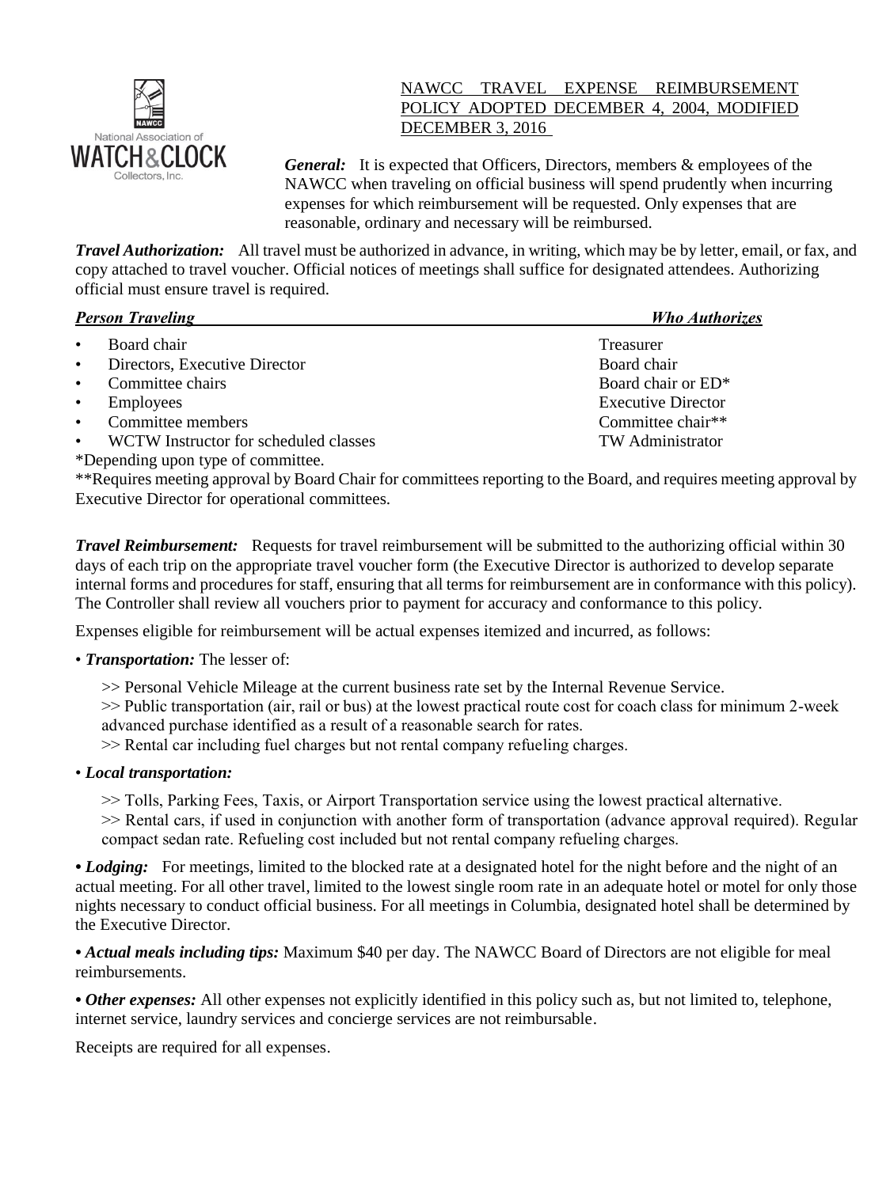NAWCC TRAVEL EXPENSE REIMBURSEMENT POLICY ADOPTED DECEMBER 4, 2004, MODIFIED DECEMBER 3, 2016

***General:*** It is expected that Officers, Directors, members & employees of the NAWCC when traveling on official business will spend prudently when incurring expenses for which reimbursement will be requested. Only expenses that are reasonable, ordinary and necessary will be reimbursed.

***Travel Authorization:*** All travel must be authorized in advance, in writing, which may be by letter, email, or fax, and copy attached to travel voucher. Official notices of meetings shall suffice for designated attendees. Authorizing official must ensure travel is required.

| ***Person Traveling*** | ***Who Authorizes*** |
|---|---|
| • Board chair | Treasurer |
| • Directors, Executive Director | Board chair |
| • Committee chairs | Board chair or ED* |
| • Employees | Executive Director |
| • Committee members | Committee chair** |
| • WCTW Instructor for scheduled classes | TW Administrator |

*Depending upon type of committee.
**Requires meeting approval by Board Chair for committees reporting to the Board, and requires meeting approval by Executive Director for operational committees.

***Travel Reimbursement:*** Requests for travel reimbursement will be submitted to the authorizing official within 30 days of each trip on the appropriate travel voucher form (the Executive Director is authorized to develop separate internal forms and procedures for staff, ensuring that all terms for reimbursement are in conformance with this policy). The Controller shall review all vouchers prior to payment for accuracy and conformance to this policy.

Expenses eligible for reimbursement will be actual expenses itemized and incurred, as follows:

• ***Transportation:*** The lesser of:

>> Personal Vehicle Mileage at the current business rate set by the Internal Revenue Service.
>> Public transportation (air, rail or bus) at the lowest practical route cost for coach class for minimum 2-week advanced purchase identified as a result of a reasonable search for rates.
>> Rental car including fuel charges but not rental company refueling charges.

• ***Local transportation:***

>> Tolls, Parking Fees, Taxis, or Airport Transportation service using the lowest practical alternative.
>> Rental cars, if used in conjunction with another form of transportation (advance approval required). Regular compact sedan rate. Refueling cost included but not rental company refueling charges.

• ***Lodging:*** For meetings, limited to the blocked rate at a designated hotel for the night before and the night of an actual meeting. For all other travel, limited to the lowest single room rate in an adequate hotel or motel for only those nights necessary to conduct official business. For all meetings in Columbia, designated hotel shall be determined by the Executive Director.

• ***Actual meals including tips:*** Maximum $40 per day. The NAWCC Board of Directors are not eligible for meal reimbursements.

• ***Other expenses:*** All other expenses not explicitly identified in this policy such as, but not limited to, telephone, internet service, laundry services and concierge services are not reimbursable.

Receipts are required for all expenses.